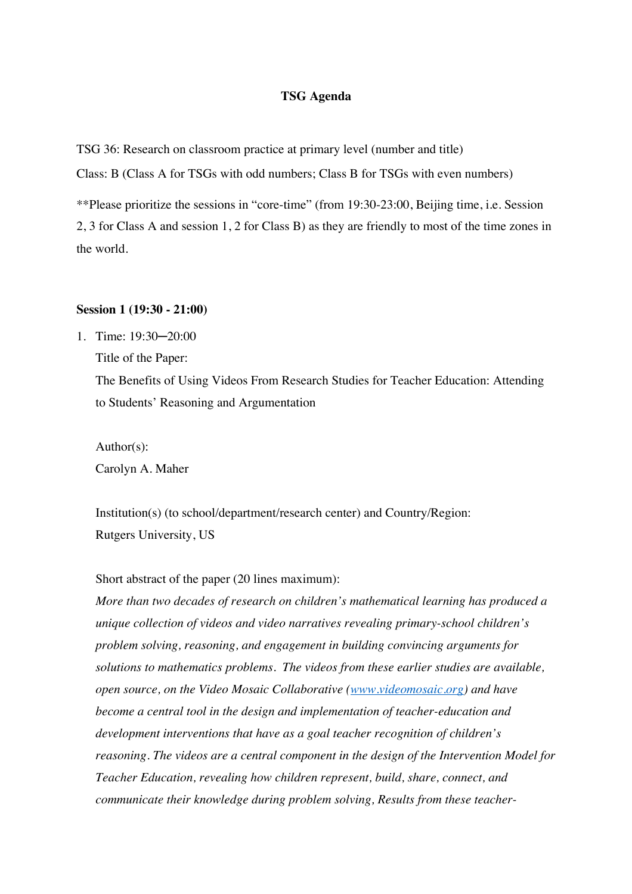# TSG Agenda

TSG 36: Research on classroom practice at primary level (number and title)

Class: B (Class A for TSGs with odd numbers; Class B for TSGs with even numbers)

**Please prioritize the sessions in "core-time" (from 19:30-23:00, Beijing time, i.e. Session 2, 3 for Class A and session 1, 2 for Class B) as they are friendly to most of the time zones in the world.

**Session 1 (19:30 - 21:00)**

1. Time: 19:30─20:00

   Title of the Paper:
   The Benefits of Using Videos From Research Studies for Teacher Education: Attending to Students' Reasoning and Argumentation

   Author(s):
   Carolyn A. Maher

   Institution(s) (to school/department/research center) and Country/Region:
   Rutgers University, US

   Short abstract of the paper (20 lines maximum):
   *More than two decades of research on children's mathematical learning has produced a unique collection of videos and video narratives revealing primary-school children's problem solving, reasoning, and engagement in building convincing arguments for solutions to mathematics problems. The videos from these earlier studies are available, open source, on the Video Mosaic Collaborative ([www.videomosaic.org](http://www.videomosaic.org)) and have become a central tool in the design and implementation of teacher-education and development interventions that have as a goal teacher recognition of children's reasoning. The videos are a central component in the design of the Intervention Model for Teacher Education, revealing how children represent, build, share, connect, and communicate their knowledge during problem solving, Results from these teacher-*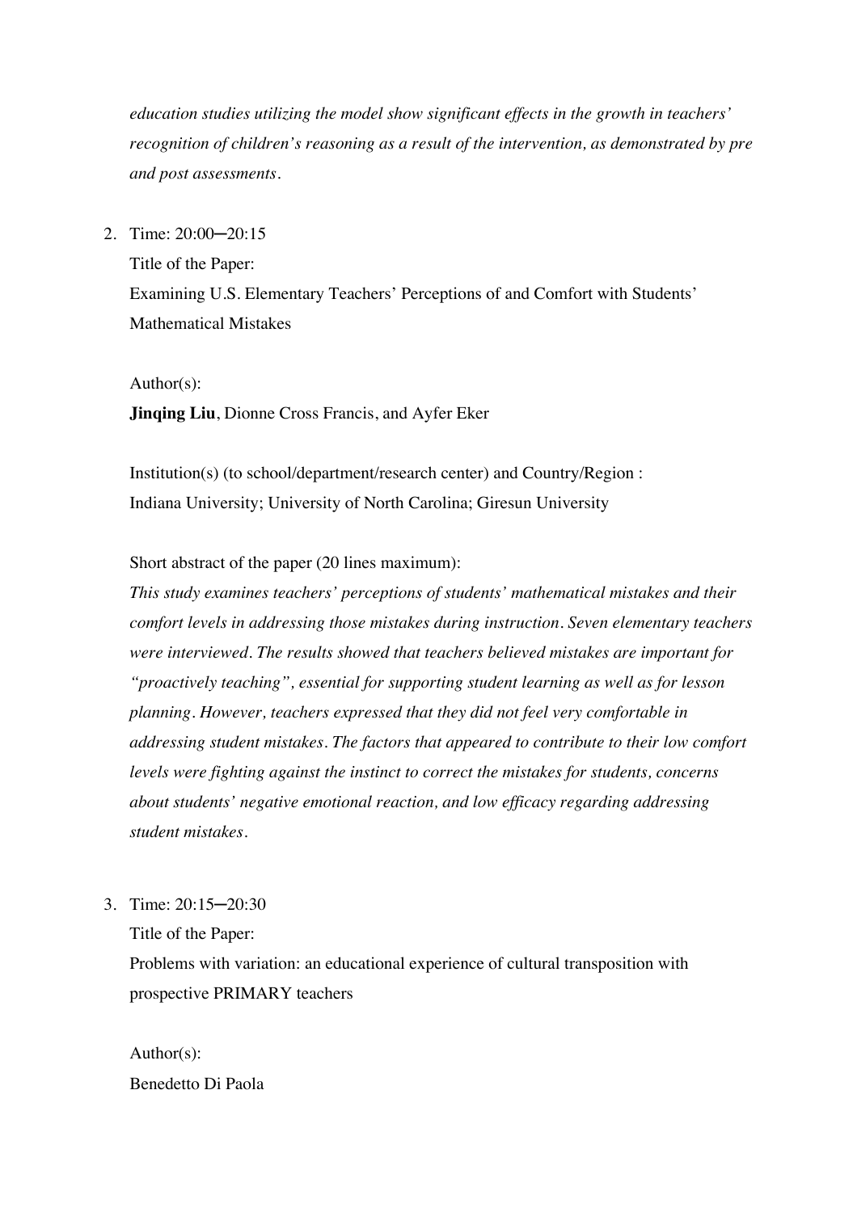*education studies utilizing the model show significant effects in the growth in teachers' recognition of children's reasoning as a result of the intervention, as demonstrated by pre and post assessments.*

2. Time: 20:00─20:15

   Title of the Paper:

   Examining U.S. Elementary Teachers' Perceptions of and Comfort with Students' Mathematical Mistakes

   Author(s):

   **Jinqing Liu**, Dionne Cross Francis, and Ayfer Eker

   Institution(s) (to school/department/research center) and Country/Region :

   Indiana University; University of North Carolina; Giresun University

   Short abstract of the paper (20 lines maximum):

   *This study examines teachers' perceptions of students' mathematical mistakes and their comfort levels in addressing those mistakes during instruction. Seven elementary teachers were interviewed. The results showed that teachers believed mistakes are important for "proactively teaching", essential for supporting student learning as well as for lesson planning. However, teachers expressed that they did not feel very comfortable in addressing student mistakes. The factors that appeared to contribute to their low comfort levels were fighting against the instinct to correct the mistakes for students, concerns about students' negative emotional reaction, and low efficacy regarding addressing student mistakes.*

3. Time: 20:15─20:30

   Title of the Paper:

   Problems with variation: an educational experience of cultural transposition with prospective PRIMARY teachers

   Author(s):

   Benedetto Di Paola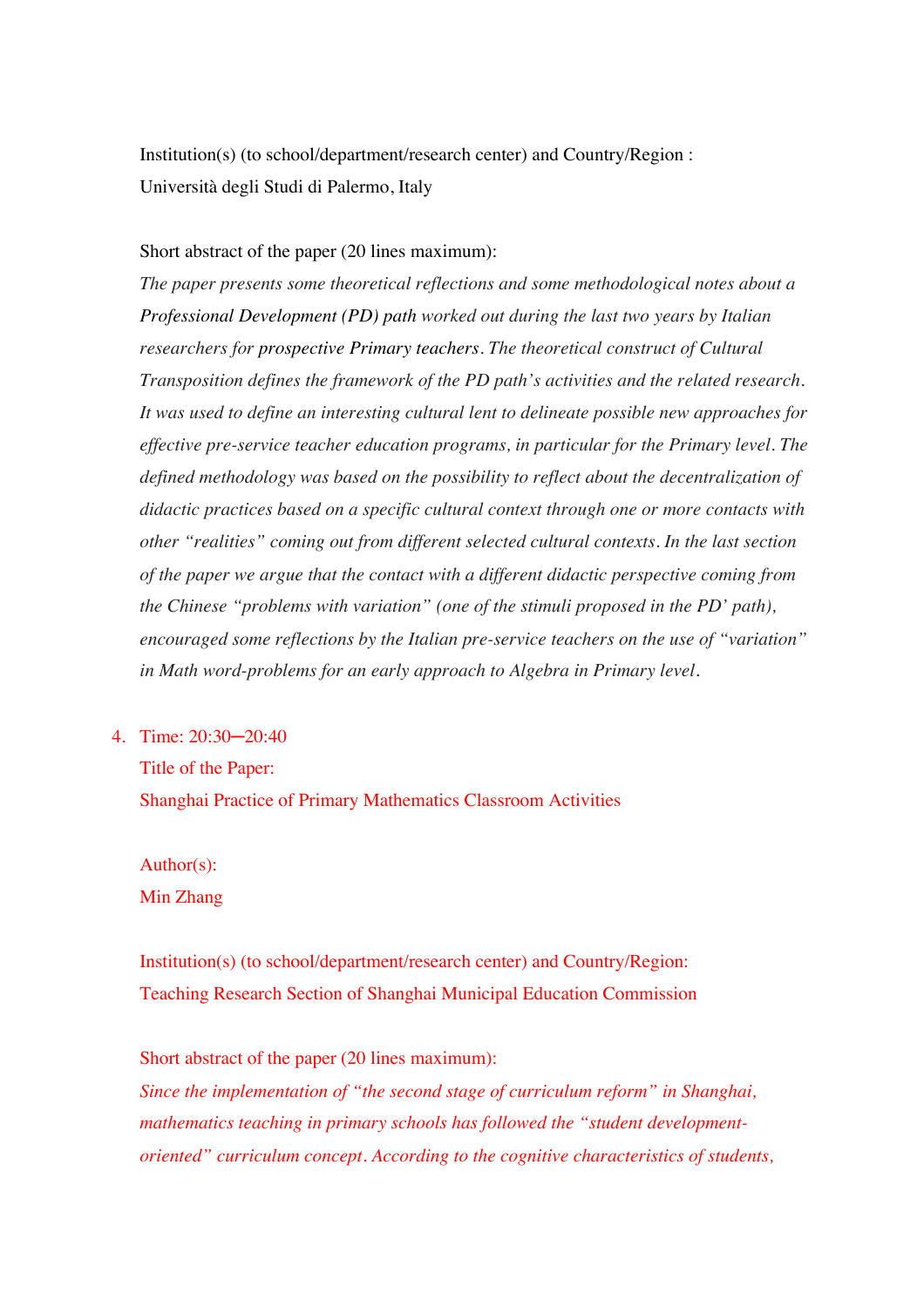Institution(s) (to school/department/research center) and Country/Region :
Università degli Studi di Palermo, Italy

Short abstract of the paper (20 lines maximum):

*The paper presents some theoretical reflections and some methodological notes about a* ***Professional Development (PD) path*** *worked out during the last two years by Italian researchers for* ***prospective Primary teachers****. The theoretical construct of Cultural Transposition defines the framework of the PD path's activities and the related research. It was used to define an interesting cultural lent to delineate possible new approaches for effective pre-service teacher education programs, in particular for the Primary level. The defined methodology was based on the possibility to reflect about the decentralization of didactic practices based on a specific cultural context through one or more contacts with other "realities" coming out from different selected cultural contexts. In the last section of the paper we argue that the contact with a different didactic perspective coming from the Chinese "problems with variation" (one of the stimuli proposed in the PD' path), encouraged some reflections by the Italian pre-service teachers on the use of "variation" in Math word-problems for an early approach to Algebra in Primary level.*

4. Time: 20:30—20:40

   Title of the Paper:
   Shanghai Practice of Primary Mathematics Classroom Activities

   Author(s):
   Min Zhang

   Institution(s) (to school/department/research center) and Country/Region:
   Teaching Research Section of Shanghai Municipal Education Commission

   Short abstract of the paper (20 lines maximum):
   *Since the implementation of "the second stage of curriculum reform" in Shanghai, mathematics teaching in primary schools has followed the "student development-oriented" curriculum concept. According to the cognitive characteristics of students,*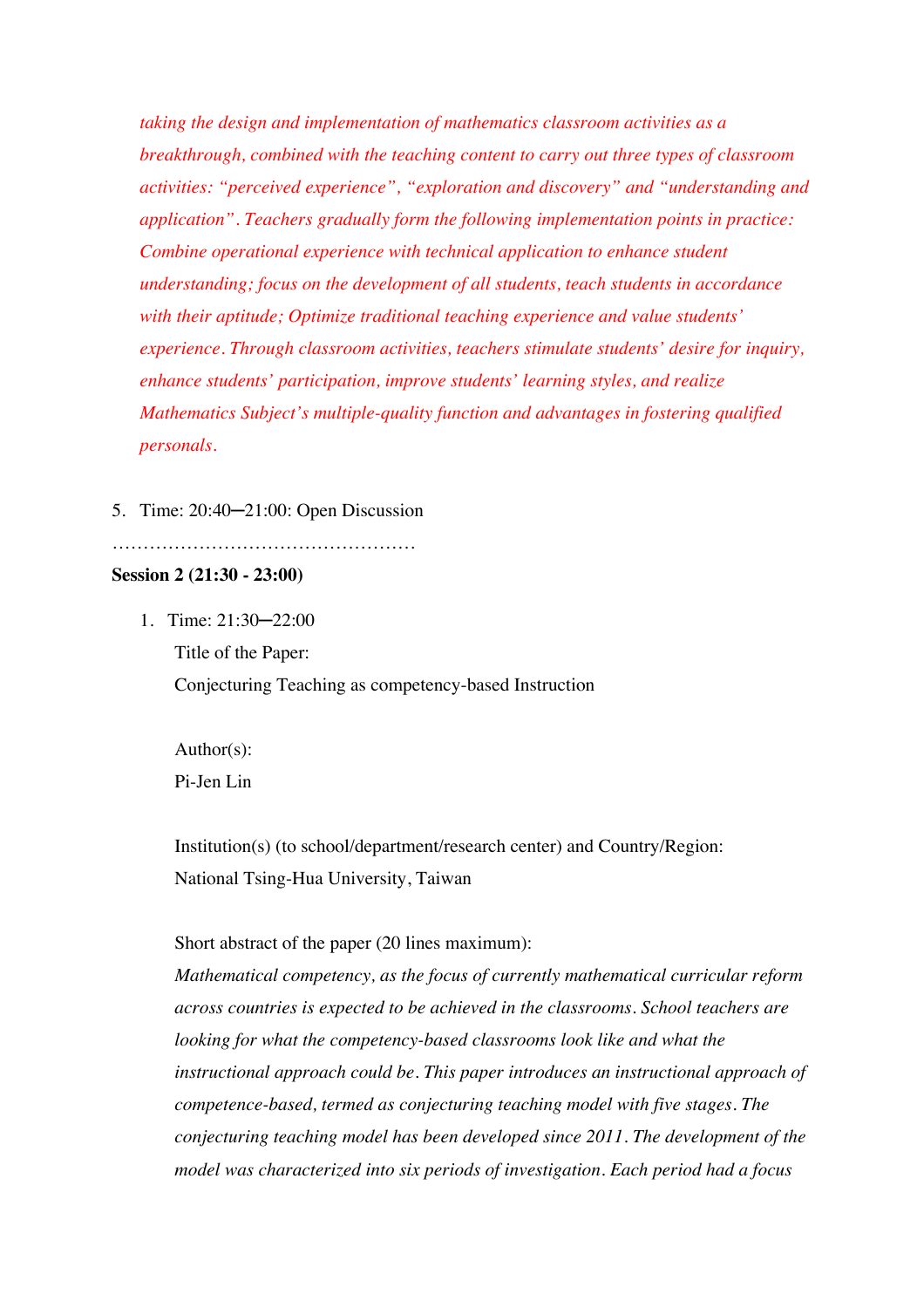*taking the design and implementation of mathematics classroom activities as a breakthrough, combined with the teaching content to carry out three types of classroom activities: "perceived experience", "exploration and discovery" and "understanding and application". Teachers gradually form the following implementation points in practice: Combine operational experience with technical application to enhance student understanding; focus on the development of all students, teach students in accordance with their aptitude; Optimize traditional teaching experience and value students' experience. Through classroom activities, teachers stimulate students' desire for inquiry, enhance students' participation, improve students' learning styles, and realize Mathematics Subject's multiple-quality function and advantages in fostering qualified personals.*

5. Time: 20:40─21:00: Open Discussion

…………………………………………

**Session 2 (21:30 - 23:00)**

1. Time: 21:30─22:00

   Title of the Paper:

   Conjecturing Teaching as competency-based Instruction

   Author(s):

   Pi-Jen Lin

   Institution(s) (to school/department/research center) and Country/Region:

   National Tsing-Hua University, Taiwan

   Short abstract of the paper (20 lines maximum):

   *Mathematical competency, as the focus of currently mathematical curricular reform across countries is expected to be achieved in the classrooms. School teachers are looking for what the competency-based classrooms look like and what the instructional approach could be. This paper introduces an instructional approach of competence-based, termed as conjecturing teaching model with five stages. The conjecturing teaching model has been developed since 2011. The development of the model was characterized into six periods of investigation. Each period had a focus*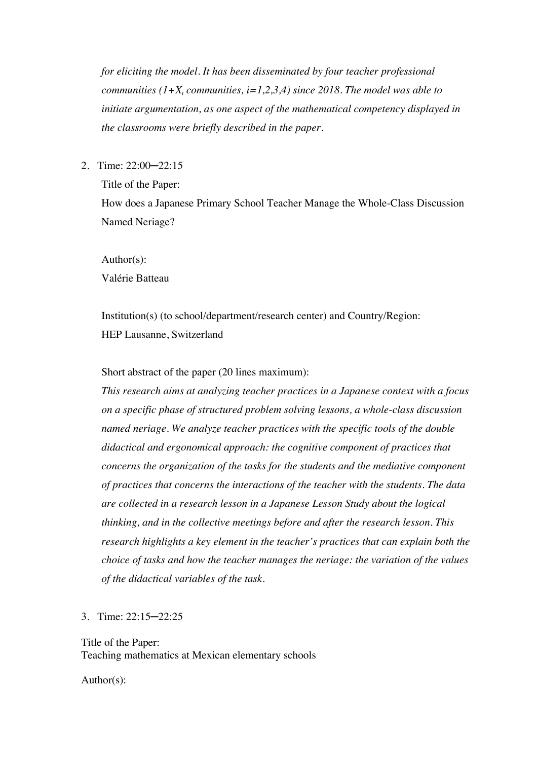*for eliciting the model. It has been disseminated by four teacher professional communities (1+$X_i$ communities, i=1,2,3,4) since 2018. The model was able to initiate argumentation, as one aspect of the mathematical competency displayed in the classrooms were briefly described in the paper.*

2. Time: 22:00─22:15

   Title of the Paper:
   How does a Japanese Primary School Teacher Manage the Whole-Class Discussion Named Neriage?

   Author(s):
   Valérie Batteau

   Institution(s) (to school/department/research center) and Country/Region:
   HEP Lausanne, Switzerland

   Short abstract of the paper (20 lines maximum):
   *This research aims at analyzing teacher practices in a Japanese context with a focus on a specific phase of structured problem solving lessons, a whole-class discussion named neriage. We analyze teacher practices with the specific tools of the double didactical and ergonomical approach: the cognitive component of practices that concerns the organization of the tasks for the students and the mediative component of practices that concerns the interactions of the teacher with the students. The data are collected in a research lesson in a Japanese Lesson Study about the logical thinking, and in the collective meetings before and after the research lesson. This research highlights a key element in the teacher's practices that can explain both the choice of tasks and how the teacher manages the neriage: the variation of the values of the didactical variables of the task.*

3. Time: 22:15─22:25

Title of the Paper:
Teaching mathematics at Mexican elementary schools

Author(s):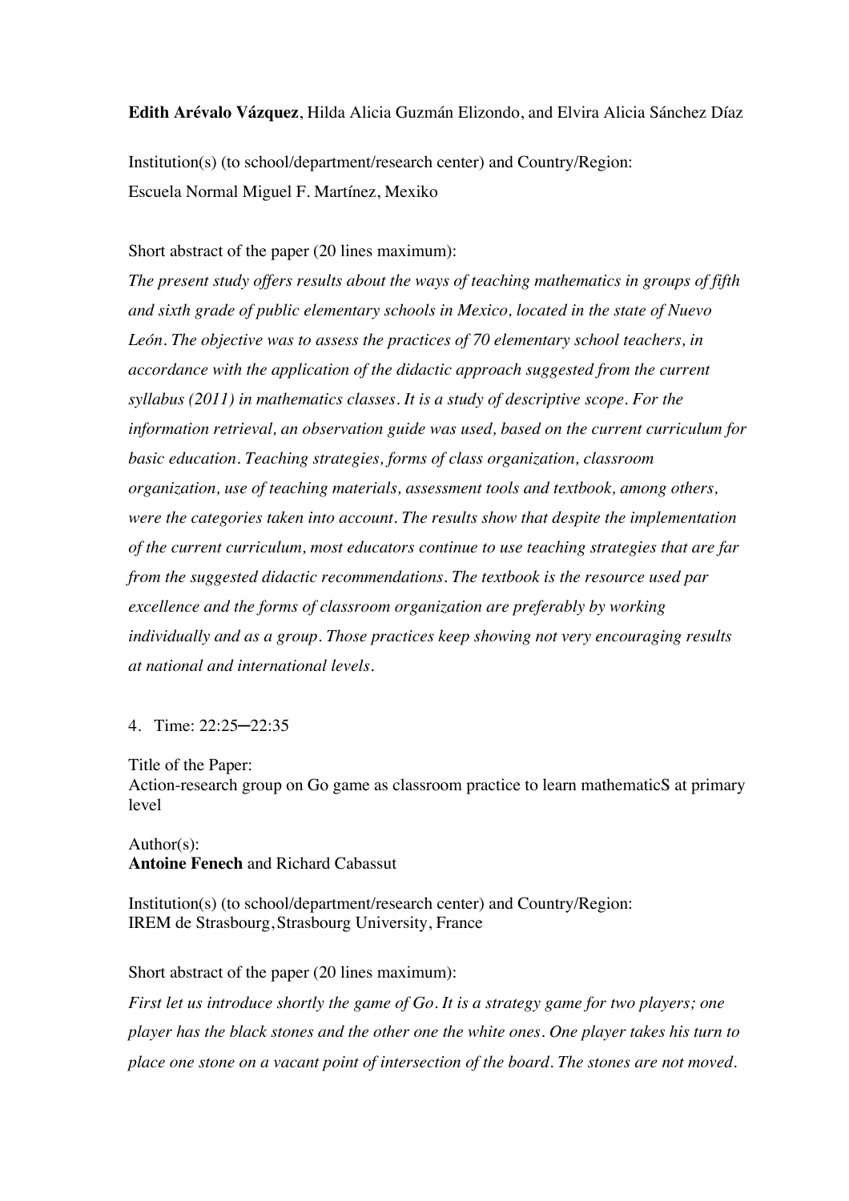**Edith Arévalo Vázquez**, Hilda Alicia Guzmán Elizondo, and Elvira Alicia Sánchez Díaz

Institution(s) (to school/department/research center) and Country/Region:
Escuela Normal Miguel F. Martínez, Mexiko

Short abstract of the paper (20 lines maximum):

*The present study offers results about the ways of teaching mathematics in groups of fifth and sixth grade of public elementary schools in Mexico, located in the state of Nuevo León. The objective was to assess the practices of 70 elementary school teachers, in accordance with the application of the didactic approach suggested from the current syllabus (2011) in mathematics classes. It is a study of descriptive scope. For the information retrieval, an observation guide was used, based on the current curriculum for basic education. Teaching strategies, forms of class organization, classroom organization, use of teaching materials, assessment tools and textbook, among others, were the categories taken into account. The results show that despite the implementation of the current curriculum, most educators continue to use teaching strategies that are far from the suggested didactic recommendations. The textbook is the resource used par excellence and the forms of classroom organization are preferably by working individually and as a group. Those practices keep showing not very encouraging results at national and international levels.*

4. Time: 22:25─22:35

Title of the Paper:
Action-research group on Go game as classroom practice to learn mathematicS at primary level

Author(s):
**Antoine Fenech** and Richard Cabassut

Institution(s) (to school/department/research center) and Country/Region:
IREM de Strasbourg, Strasbourg University, France

Short abstract of the paper (20 lines maximum):

*First let us introduce shortly the game of Go. It is a strategy game for two players; one player has the black stones and the other one the white ones. One player takes his turn to place one stone on a vacant point of intersection of the board. The stones are not moved.*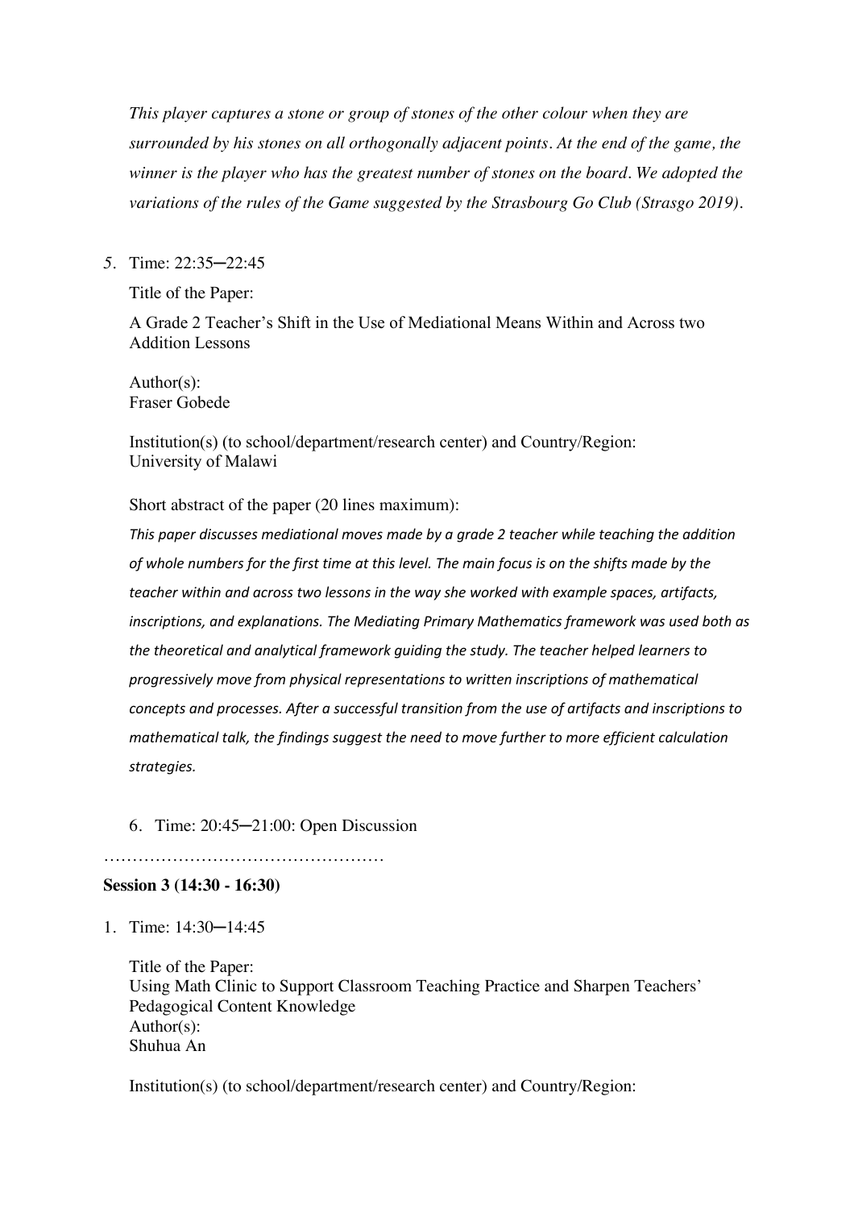*This player captures a stone or group of stones of the other colour when they are surrounded by his stones on all orthogonally adjacent points. At the end of the game, the winner is the player who has the greatest number of stones on the board. We adopted the variations of the rules of the Game suggested by the Strasbourg Go Club (Strasgo 2019).*

5. Time: 22:35─22:45

   Title of the Paper:

   A Grade 2 Teacher's Shift in the Use of Mediational Means Within and Across two Addition Lessons

   Author(s):
   Fraser Gobede

   Institution(s) (to school/department/research center) and Country/Region:
   University of Malawi

   Short abstract of the paper (20 lines maximum):

   *This paper discusses mediational moves made by a grade 2 teacher while teaching the addition of whole numbers for the first time at this level. The main focus is on the shifts made by the teacher within and across two lessons in the way she worked with example spaces, artifacts, inscriptions, and explanations. The Mediating Primary Mathematics framework was used both as the theoretical and analytical framework guiding the study. The teacher helped learners to progressively move from physical representations to written inscriptions of mathematical concepts and processes. After a successful transition from the use of artifacts and inscriptions to mathematical talk, the findings suggest the need to move further to more efficient calculation strategies.*

6. Time: 20:45─21:00: Open Discussion

…………………………………………

**Session 3 (14:30 - 16:30)**

1. Time: 14:30─14:45

   Title of the Paper:
   Using Math Clinic to Support Classroom Teaching Practice and Sharpen Teachers' Pedagogical Content Knowledge
   Author(s):
   Shuhua An

   Institution(s) (to school/department/research center) and Country/Region: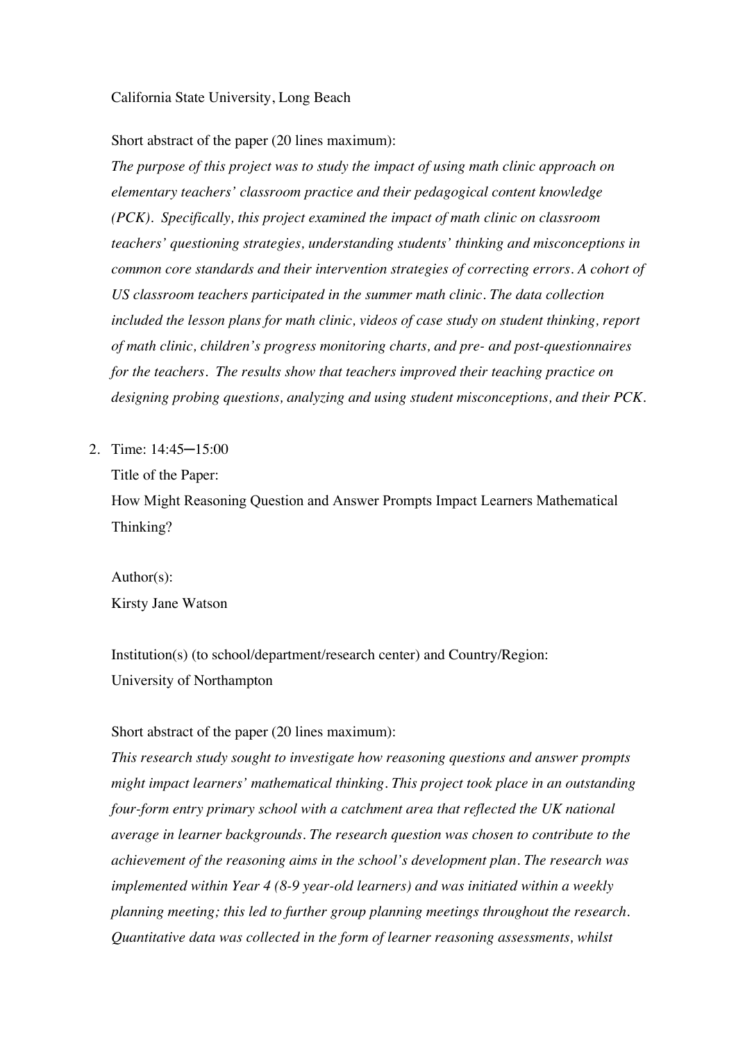California State University, Long Beach

Short abstract of the paper (20 lines maximum):

*The purpose of this project was to study the impact of using math clinic approach on elementary teachers' classroom practice and their pedagogical content knowledge (PCK). Specifically, this project examined the impact of math clinic on classroom teachers' questioning strategies, understanding students' thinking and misconceptions in common core standards and their intervention strategies of correcting errors. A cohort of US classroom teachers participated in the summer math clinic. The data collection included the lesson plans for math clinic, videos of case study on student thinking, report of math clinic, children's progress monitoring charts, and pre- and post-questionnaires for the teachers. The results show that teachers improved their teaching practice on designing probing questions, analyzing and using student misconceptions, and their PCK.*

2. Time: 14:45–15:00

   Title of the Paper:

   How Might Reasoning Question and Answer Prompts Impact Learners Mathematical Thinking?

   Author(s):

   Kirsty Jane Watson

   Institution(s) (to school/department/research center) and Country/Region:

   University of Northampton

   Short abstract of the paper (20 lines maximum):

   *This research study sought to investigate how reasoning questions and answer prompts might impact learners' mathematical thinking. This project took place in an outstanding four-form entry primary school with a catchment area that reflected the UK national average in learner backgrounds. The research question was chosen to contribute to the achievement of the reasoning aims in the school's development plan. The research was implemented within Year 4 (8-9 year-old learners) and was initiated within a weekly planning meeting; this led to further group planning meetings throughout the research. Quantitative data was collected in the form of learner reasoning assessments, whilst*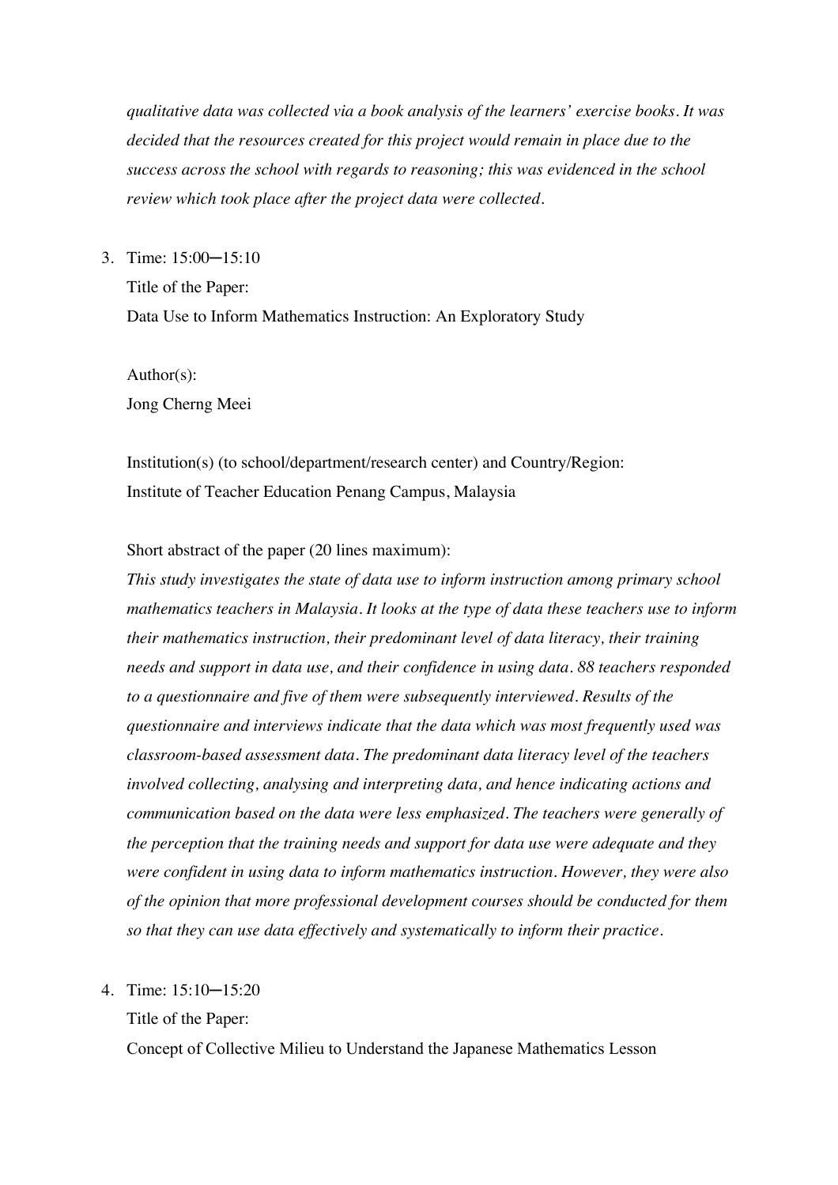*qualitative data was collected via a book analysis of the learners' exercise books. It was decided that the resources created for this project would remain in place due to the success across the school with regards to reasoning; this was evidenced in the school review which took place after the project data were collected.*

3. Time: 15:00─15:10

   Title of the Paper:

   Data Use to Inform Mathematics Instruction: An Exploratory Study

   Author(s):

   Jong Cherng Meei

   Institution(s) (to school/department/research center) and Country/Region:

   Institute of Teacher Education Penang Campus, Malaysia

   Short abstract of the paper (20 lines maximum):

   *This study investigates the state of data use to inform instruction among primary school mathematics teachers in Malaysia. It looks at the type of data these teachers use to inform their mathematics instruction, their predominant level of data literacy, their training needs and support in data use, and their confidence in using data. 88 teachers responded to a questionnaire and five of them were subsequently interviewed. Results of the questionnaire and interviews indicate that the data which was most frequently used was classroom-based assessment data. The predominant data literacy level of the teachers involved collecting, analysing and interpreting data, and hence indicating actions and communication based on the data were less emphasized. The teachers were generally of the perception that the training needs and support for data use were adequate and they were confident in using data to inform mathematics instruction. However, they were also of the opinion that more professional development courses should be conducted for them so that they can use data effectively and systematically to inform their practice.*

4. Time: 15:10─15:20

   Title of the Paper:

   Concept of Collective Milieu to Understand the Japanese Mathematics Lesson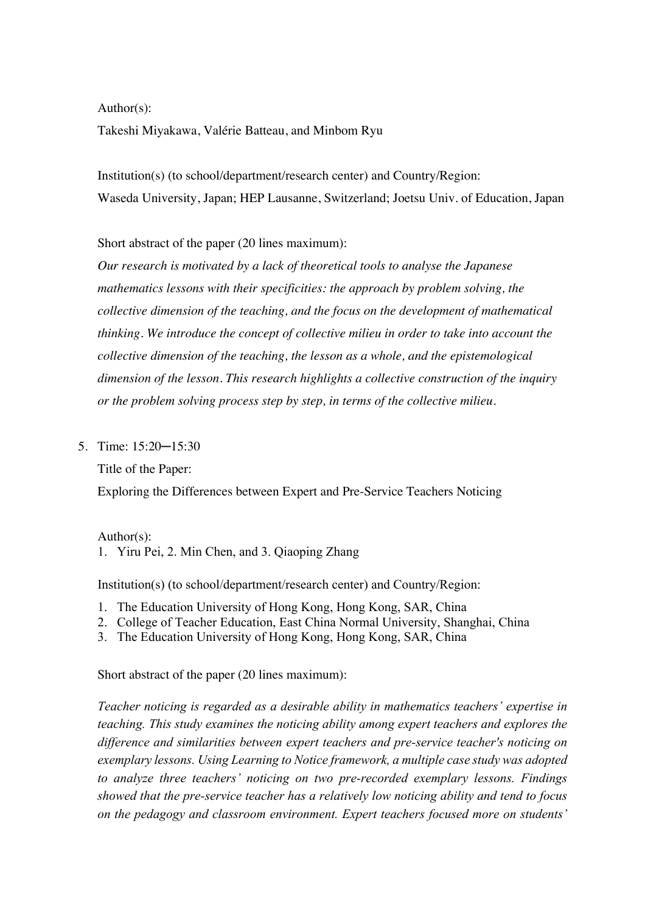Author(s):

Takeshi Miyakawa, Valérie Batteau, and Minbom Ryu

Institution(s) (to school/department/research center) and Country/Region:

Waseda University, Japan; HEP Lausanne, Switzerland; Joetsu Univ. of Education, Japan

Short abstract of the paper (20 lines maximum):

*Our research is motivated by a lack of theoretical tools to analyse the Japanese mathematics lessons with their specificities: the approach by problem solving, the collective dimension of the teaching, and the focus on the development of mathematical thinking. We introduce the concept of collective milieu in order to take into account the collective dimension of the teaching, the lesson as a whole, and the epistemological dimension of the lesson. This research highlights a collective construction of the inquiry or the problem solving process step by step, in terms of the collective milieu.*

5. Time: 15:20–15:30

Title of the Paper:

Exploring the Differences between Expert and Pre-Service Teachers Noticing

Author(s):

1. Yiru Pei, 2. Min Chen, and 3. Qiaoping Zhang

Institution(s) (to school/department/research center) and Country/Region:

1. The Education University of Hong Kong, Hong Kong, SAR, China
2. College of Teacher Education, East China Normal University, Shanghai, China
3. The Education University of Hong Kong, Hong Kong, SAR, China

Short abstract of the paper (20 lines maximum):

*Teacher noticing is regarded as a desirable ability in mathematics teachers' expertise in teaching. This study examines the noticing ability among expert teachers and explores the difference and similarities between expert teachers and pre-service teacher's noticing on exemplary lessons. Using Learning to Notice framework, a multiple case study was adopted to analyze three teachers' noticing on two pre-recorded exemplary lessons. Findings showed that the pre-service teacher has a relatively low noticing ability and tend to focus on the pedagogy and classroom environment. Expert teachers focused more on students'*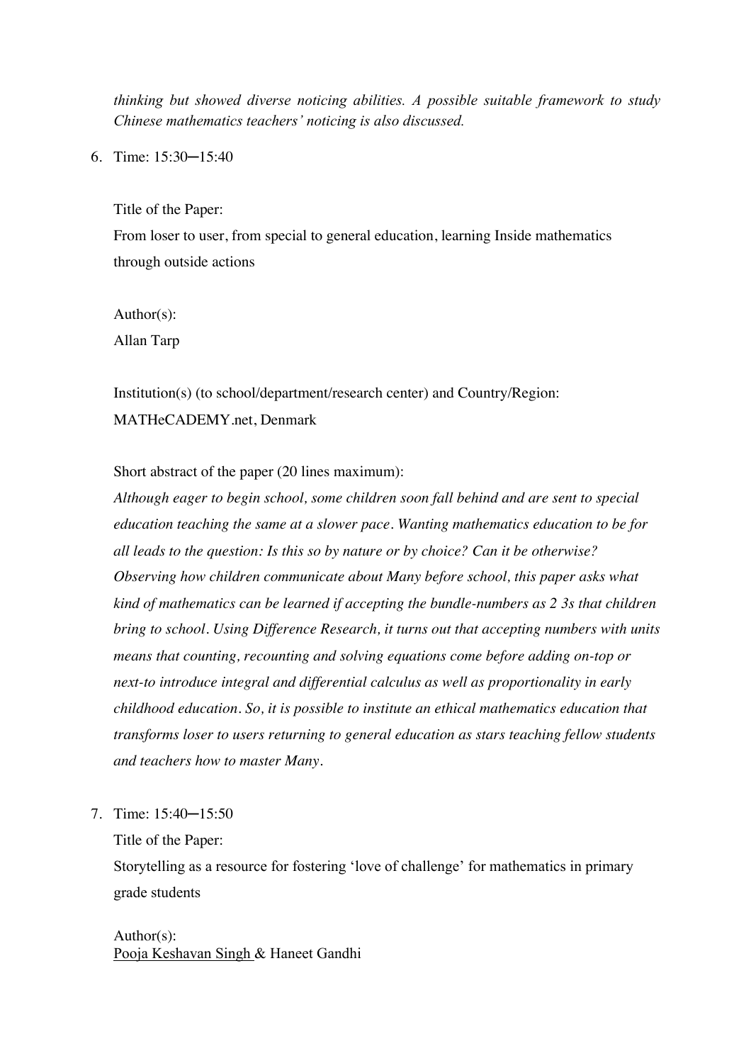*thinking but showed diverse noticing abilities. A possible suitable framework to study Chinese mathematics teachers' noticing is also discussed.*

6. Time: 15:30─15:40

   Title of the Paper:
   From loser to user, from special to general education, learning Inside mathematics through outside actions

   Author(s):
   Allan Tarp

   Institution(s) (to school/department/research center) and Country/Region:
   MATHeCADEMY.net, Denmark

   Short abstract of the paper (20 lines maximum):
   *Although eager to begin school, some children soon fall behind and are sent to special education teaching the same at a slower pace. Wanting mathematics education to be for all leads to the question: Is this so by nature or by choice? Can it be otherwise? Observing how children communicate about Many before school, this paper asks what kind of mathematics can be learned if accepting the bundle-numbers as 2 3s that children bring to school. Using Difference Research, it turns out that accepting numbers with units means that counting, recounting and solving equations come before adding on-top or next-to introduce integral and differential calculus as well as proportionality in early childhood education. So, it is possible to institute an ethical mathematics education that transforms loser to users returning to general education as stars teaching fellow students and teachers how to master Many.*

7. Time: 15:40─15:50

   Title of the Paper:
   Storytelling as a resource for fostering 'love of challenge' for mathematics in primary grade students

   Author(s):
   Pooja Keshavan Singh & Haneet Gandhi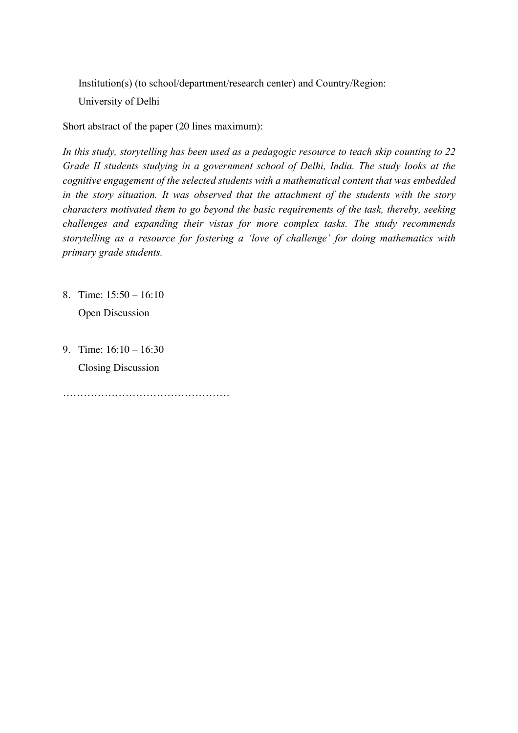Institution(s) (to school/department/research center) and Country/Region:

University of Delhi

Short abstract of the paper (20 lines maximum):

*In this study, storytelling has been used as a pedagogic resource to teach skip counting to 22 Grade II students studying in a government school of Delhi, India. The study looks at the cognitive engagement of the selected students with a mathematical content that was embedded in the story situation. It was observed that the attachment of the students with the story characters motivated them to go beyond the basic requirements of the task, thereby, seeking challenges and expanding their vistas for more complex tasks. The study recommends storytelling as a resource for fostering a 'love of challenge' for doing mathematics with primary grade students.*

8. Time: 15:50 – 16:10

   Open Discussion

9. Time: 16:10 – 16:30

   Closing Discussion

…………………………………………